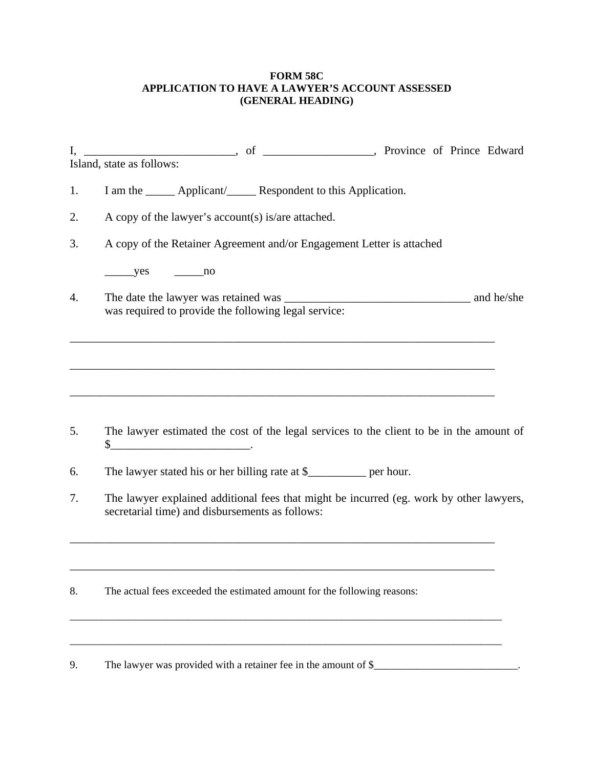**FORM 58C**
**APPLICATION TO HAVE A LAWYER'S ACCOUNT ASSESSED**
**(GENERAL HEADING)**

I, __________________________, of ___________________, Province of Prince Edward Island, state as follows:

1. I am the _____ Applicant/_____ Respondent to this Application.

2. A copy of the lawyer's account(s) is/are attached.

3. A copy of the Retainer Agreement and/or Engagement Letter is attached

   _____yes   _____no

4. The date the lawyer was retained was ________________________________ and he/she was required to provide the following legal service:

___________________________________________________________________________

___________________________________________________________________________

___________________________________________________________________________

5. The lawyer estimated the cost of the legal services to the client to be in the amount of $________________________.

6. The lawyer stated his or her billing rate at $__________ per hour.

7. The lawyer explained additional fees that might be incurred (eg. work by other lawyers, secretarial time) and disbursements as follows:

___________________________________________________________________________

___________________________________________________________________________

8. The actual fees exceeded the estimated amount for the following reasons:

___________________________________________________________________________

___________________________________________________________________________

9. The lawyer was provided with a retainer fee in the amount of $___________________________.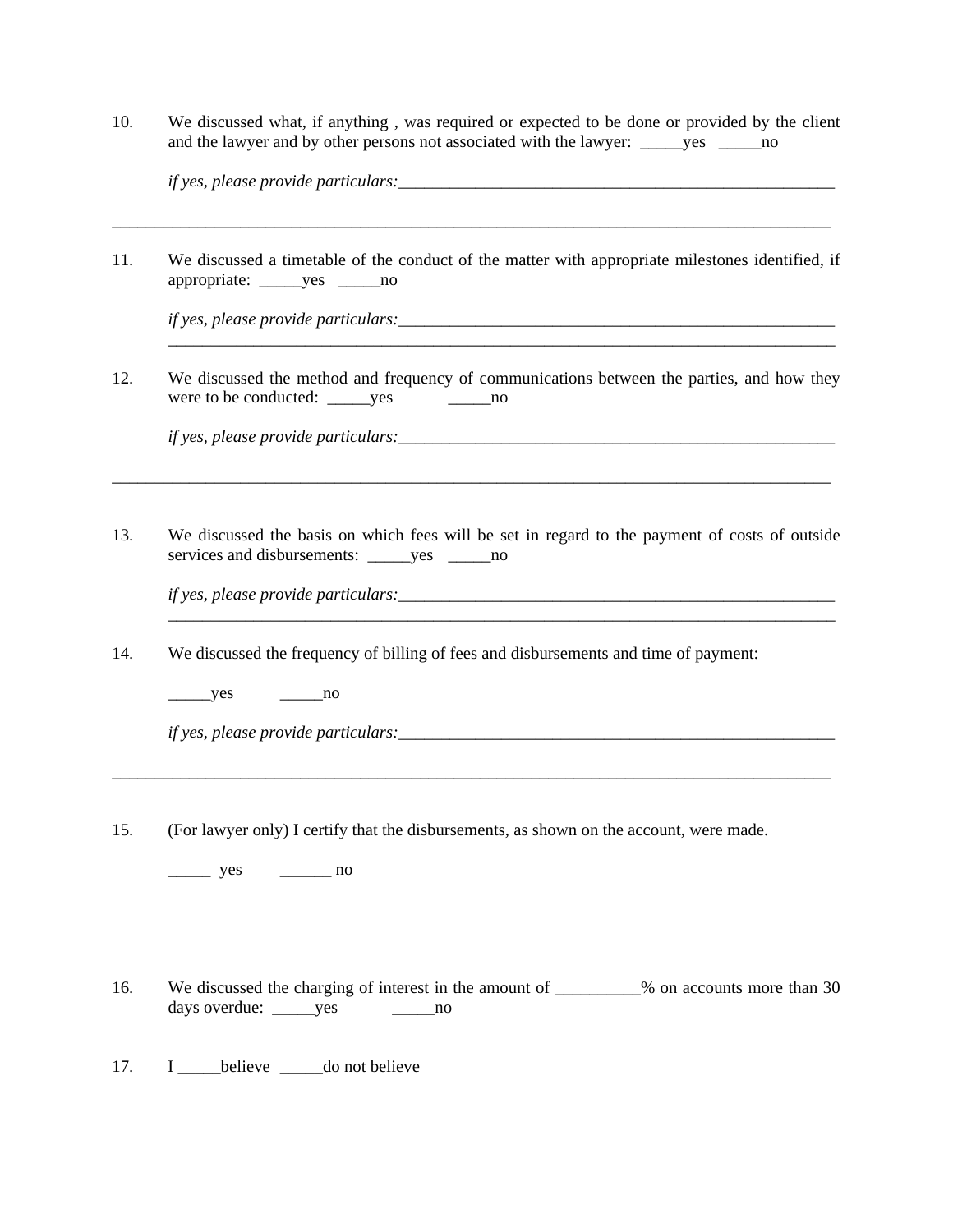10. We discussed what, if anything , was required or expected to be done or provided by the client and the lawyer and by other persons not associated with the lawyer: _____yes _____no

    *if yes, please provide particulars:*_______________________________________________________

______________________________________________________________________________________

11. We discussed a timetable of the conduct of the matter with appropriate milestones identified, if appropriate: _____yes _____no

    *if yes, please provide particulars:*_______________________________________________________
    ______________________________________________________________________________________

12. We discussed the method and frequency of communications between the parties, and how they were to be conducted: _____yes _____no

    *if yes, please provide particulars:*_______________________________________________________

______________________________________________________________________________________

13. We discussed the basis on which fees will be set in regard to the payment of costs of outside services and disbursements: _____yes _____no

    *if yes, please provide particulars:*_______________________________________________________
    ______________________________________________________________________________________

14. We discussed the frequency of billing of fees and disbursements and time of payment:

    _____yes _____no

    *if yes, please provide particulars:*_______________________________________________________

______________________________________________________________________________________

15. (For lawyer only) I certify that the disbursements, as shown on the account, were made.

    _____ yes ______ no

16. We discussed the charging of interest in the amount of __________% on accounts more than 30 days overdue: _____yes _____no

17. I _____believe _____do not believe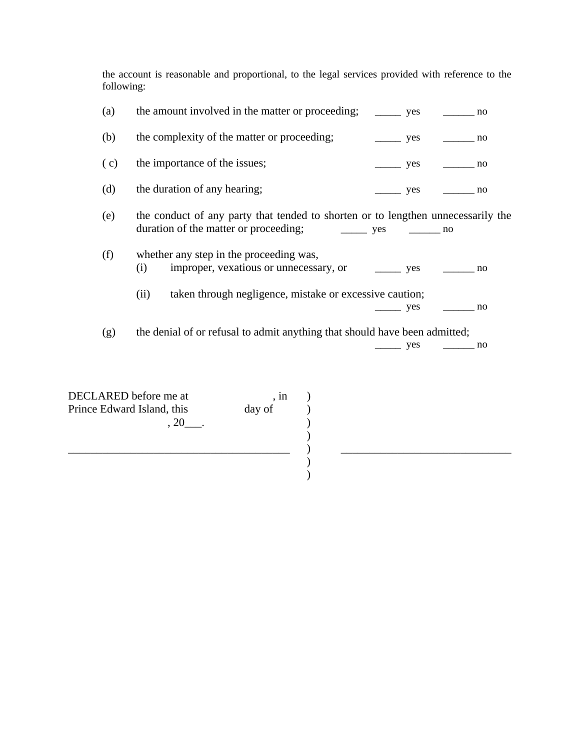the account is reasonable and proportional, to the legal services provided with reference to the following:

(a) the amount involved in the matter or proceeding; _____ yes ______ no

(b) the complexity of the matter or proceeding; _____ yes ______ no

( c) the importance of the issues; _____ yes ______ no

(d) the duration of any hearing; _____ yes ______ no

(e) the conduct of any party that tended to shorten or to lengthen unnecessarily the duration of the matter or proceeding; _____ yes ______ no

(f) whether any step in the proceeding was,

  (i) improper, vexatious or unnecessary, or _____ yes ______ no

  (ii) taken through negligence, mistake or excessive caution; _____ yes ______ no

(g) the denial of or refusal to admit anything that should have been admitted; _____ yes ______ no

DECLARED before me at , in )
Prince Edward Island, this day of )
, 20___. )
)
_______________________________________ ) ______________________________
)
)